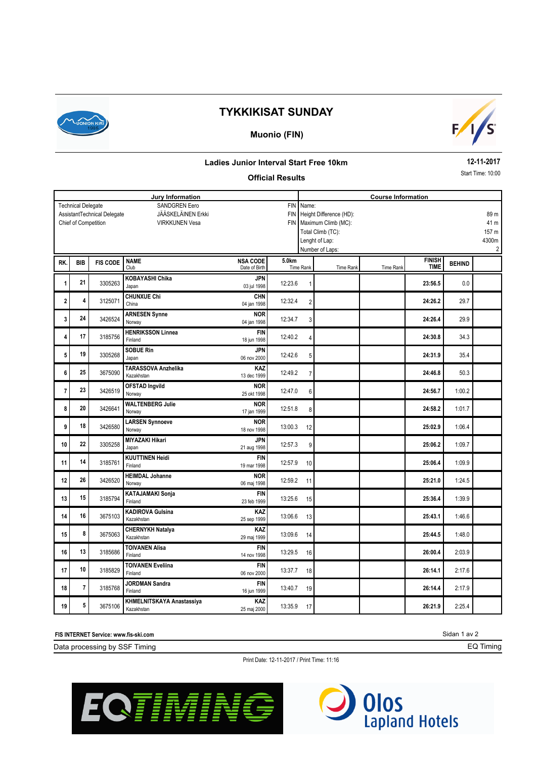# TYKKIKISAT SUNDAY

## Muonio (FIN)

### Ladies Junior Interval Start Free 10km

**12-11-2017**

Start Time: 10:00

### Official Results

| Jury Information | | | Course Information | |
|---|---|---|---|---|
| Technical Delegate | SANDGREN Eero | FIN | Name: | |
| AssistantTechnical Delegate | JÄÄSKELÄINEN Erkki | FIN | Height Difference (HD): | 89 m |
| Chief of Competition | VIRKKUNEN Vesa | FIN | Maximum Climb (MC): | 41 m |
| | | | Total Climb (TC): | 157 m |
| | | | Lenght of Lap: | 4300m |
| | | | Number of Laps: | 2 |

| RK. | BIB | FIS CODE | NAME / Club | NSA CODE / Date of Birth | 5.0km Time | Rank | Time Rank | Time Rank | FINISH TIME | BEHIND |
|---|---|---|---|---|---|---|---|---|---|---|
| 1 | 21 | 3305263 | KOBAYASHI Chika / Japan | JPN / 03 jul 1998 | 12:23.6 | 1 | | | 23:56.5 | 0.0 |
| 2 | 4 | 3125071 | CHUNXUE Chi / China | CHN / 04 jan 1998 | 12:32.4 | 2 | | | 24:26.2 | 29.7 |
| 3 | 24 | 3426524 | ARNESEN Synne / Norway | NOR / 04 jan 1998 | 12:34.7 | 3 | | | 24:26.4 | 29.9 |
| 4 | 17 | 3185756 | HENRIKSSON Linnea / Finland | FIN / 18 jun 1998 | 12:40.2 | 4 | | | 24:30.8 | 34.3 |
| 5 | 19 | 3305268 | SOBUE Rin / Japan | JPN / 06 nov 2000 | 12:42.6 | 5 | | | 24:31.9 | 35.4 |
| 6 | 25 | 3675090 | TARASSOVA Anzhelika / Kazakhstan | KAZ / 13 dec 1999 | 12:49.2 | 7 | | | 24:46.8 | 50.3 |
| 7 | 23 | 3426519 | OFSTAD Ingvild / Norway | NOR / 25 okt 1998 | 12:47.0 | 6 | | | 24:56.7 | 1:00.2 |
| 8 | 20 | 3426641 | WALTENBERG Julie / Norway | NOR / 17 jan 1999 | 12:51.8 | 8 | | | 24:58.2 | 1:01.7 |
| 9 | 18 | 3426580 | LARSEN Synnoeve / Norway | NOR / 18 nov 1998 | 13:00.3 | 12 | | | 25:02.9 | 1:06.4 |
| 10 | 22 | 3305258 | MIYAZAKI Hikari / Japan | JPN / 21 aug 1998 | 12:57.3 | 9 | | | 25:06.2 | 1:09.7 |
| 11 | 14 | 3185761 | KUUTTINEN Heidi / Finland | FIN / 19 mar 1998 | 12:57.9 | 10 | | | 25:06.4 | 1:09.9 |
| 12 | 26 | 3426520 | HEIMDAL Johanne / Norway | NOR / 06 maj 1998 | 12:59.2 | 11 | | | 25:21.0 | 1:24.5 |
| 13 | 15 | 3185794 | KATAJAMAKI Sonja / Finland | FIN / 23 feb 1999 | 13:25.6 | 15 | | | 25:36.4 | 1:39.9 |
| 14 | 16 | 3675103 | KADIROVA Gulsina / Kazakhstan | KAZ / 25 sep 1999 | 13:06.6 | 13 | | | 25:43.1 | 1:46.6 |
| 15 | 8 | 3675063 | CHERNYKH Natalya / Kazakhstan | KAZ / 29 maj 1999 | 13:09.6 | 14 | | | 25:44.5 | 1:48.0 |
| 16 | 13 | 3185686 | TOIVANEN Alisa / Finland | FIN / 14 nov 1998 | 13:29.5 | 16 | | | 26:00.4 | 2:03.9 |
| 17 | 10 | 3185829 | TOIVANEN Eveliina / Finland | FIN / 06 nov 2000 | 13:37.7 | 18 | | | 26:14.1 | 2:17.6 |
| 18 | 7 | 3185768 | JORDMAN Sandra / Finland | FIN / 16 jun 1999 | 13:40.7 | 19 | | | 26:14.4 | 2:17.9 |
| 19 | 5 | 3675106 | KHMELNITSKAYA Anastassiya / Kazakhstan | KAZ / 25 maj 2000 | 13:35.9 | 17 | | | 26:21.9 | 2:25.4 |

FIS INTERNET Service: www.fis-ski.com

Data processing by SSF Timing

EQ Timing

Print Date: 12-11-2017 / Print Time: 11:16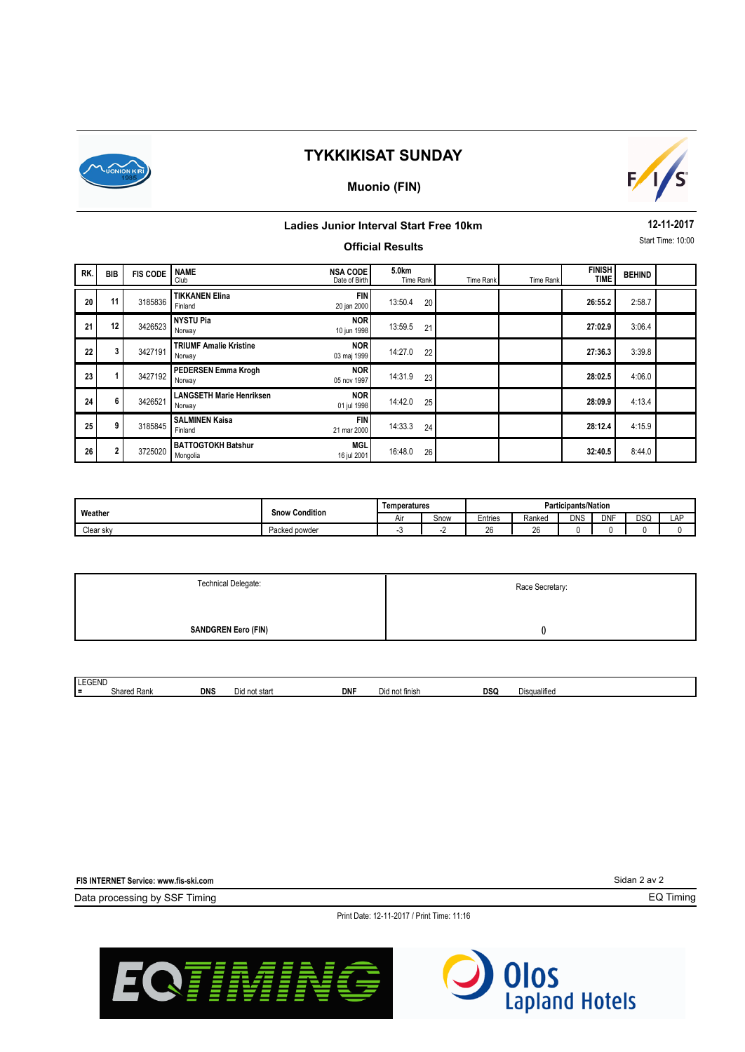# TYKKIKISAT SUNDAY

## Muonio (FIN)

### Ladies Junior Interval Start Free 10km

**12-11-2017**

Start Time: 10:00

### Official Results

| RK. | BIB | FIS CODE | NAME / Club | NSA CODE / Date of Birth | 5.0km Time | Rank | Time | Rank | Time | Rank | FINISH TIME | BEHIND | |
|---|---|---|---|---|---|---|---|---|---|---|---|---|---|
| 20 | 11 | 3185836 | **TIKKANEN Elina** Finland | **FIN** 20 jan 2000 | 13:50.4 | 20 | | | | | **26:55.2** | 2:58.7 | |
| 21 | 12 | 3426523 | **NYSTU Pia** Norway | **NOR** 10 jun 1998 | 13:59.5 | 21 | | | | | **27:02.9** | 3:06.4 | |
| 22 | 3 | 3427191 | **TRIUMF Amalie Kristine** Norway | **NOR** 03 maj 1999 | 14:27.0 | 22 | | | | | **27:36.3** | 3:39.8 | |
| 23 | 1 | 3427192 | **PEDERSEN Emma Krogh** Norway | **NOR** 05 nov 1997 | 14:31.9 | 23 | | | | | **28:02.5** | 4:06.0 | |
| 24 | 6 | 3426521 | **LANGSETH Marie Henriksen** Norway | **NOR** 01 jul 1998 | 14:42.0 | 25 | | | | | **28:09.9** | 4:13.4 | |
| 25 | 9 | 3185845 | **SALMINEN Kaisa** Finland | **FIN** 21 mar 2000 | 14:33.3 | 24 | | | | | **28:12.4** | 4:15.9 | |
| 26 | 2 | 3725020 | **BATTOGTOKH Batshur** Mongolia | **MGL** 16 jul 2001 | 16:48.0 | 26 | | | | | **32:40.5** | 8:44.0 | |

| Weather | Snow Condition | Temperatures | | Participants/Nation | | | | | |
|---|---|---|---|---|---|---|---|---|---|
| | | Air | Snow | Entries | Ranked | DNS | DNF | DSQ | LAP |
| Clear sky | Packed powder | -3 | -2 | 26 | 26 | 0 | 0 | 0 | 0 |

| Technical Delegate: | Race Secretary: |
|---|---|
| **SANDGREN Eero (FIN)** | () |

LEGEND
= Shared Rank **DNS** Did not start **DNF** Did not finish **DSQ** Disqualified

**FIS INTERNET Service: www.fis-ski.com**

Data processing by SSF Timing

EQ Timing

Print Date: 12-11-2017 / Print Time: 11:16